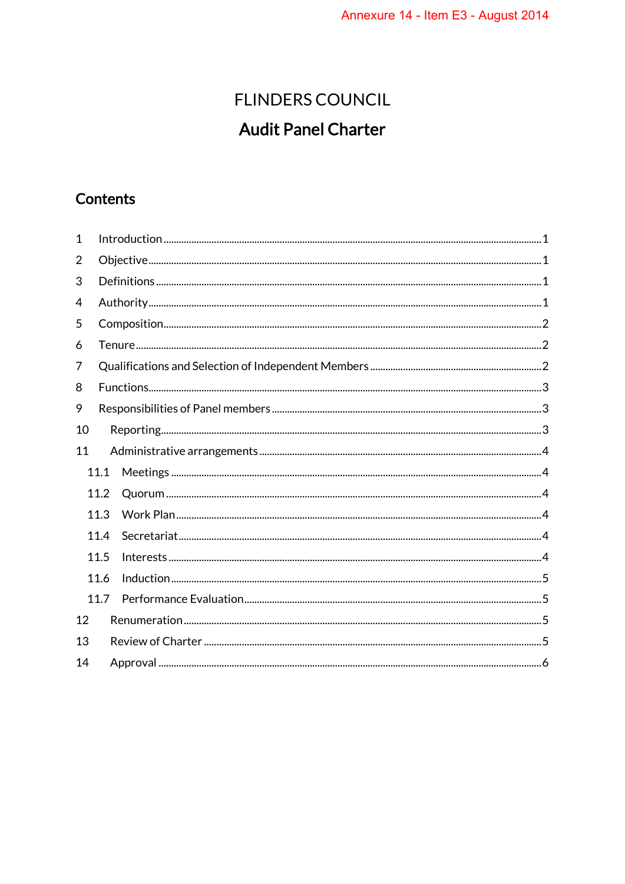Annexure 14 - Item E3 - August 2014

# FLINDERS COUNCIL

# Audit Panel Charter

## Contents

1 Introduction ........................................................................ 1
2 Objective ............................................................................ 1
3 Definitions .......................................................................... 1
4 Authority ............................................................................ 1
5 Composition ........................................................................ 2
6 Tenure ................................................................................ 2
7 Qualifications and Selection of Independent Members ........................ 2
8 Functions ............................................................................ 3
9 Responsibilities of Panel members ................................................ 3
10 Reporting .......................................................................... 3
11 Administrative arrangements .................................................... 4
11.1 Meetings ........................................................................... 4
11.2 Quorum ............................................................................ 4
11.3 Work Plan ......................................................................... 4
11.4 Secretariat ......................................................................... 4
11.5 Interests ........................................................................... 4
11.6 Induction .......................................................................... 5
11.7 Performance Evaluation ......................................................... 5
12 Renumeration ..................................................................... 5
13 Review of Charter ................................................................. 5
14 Approval ........................................................................... 6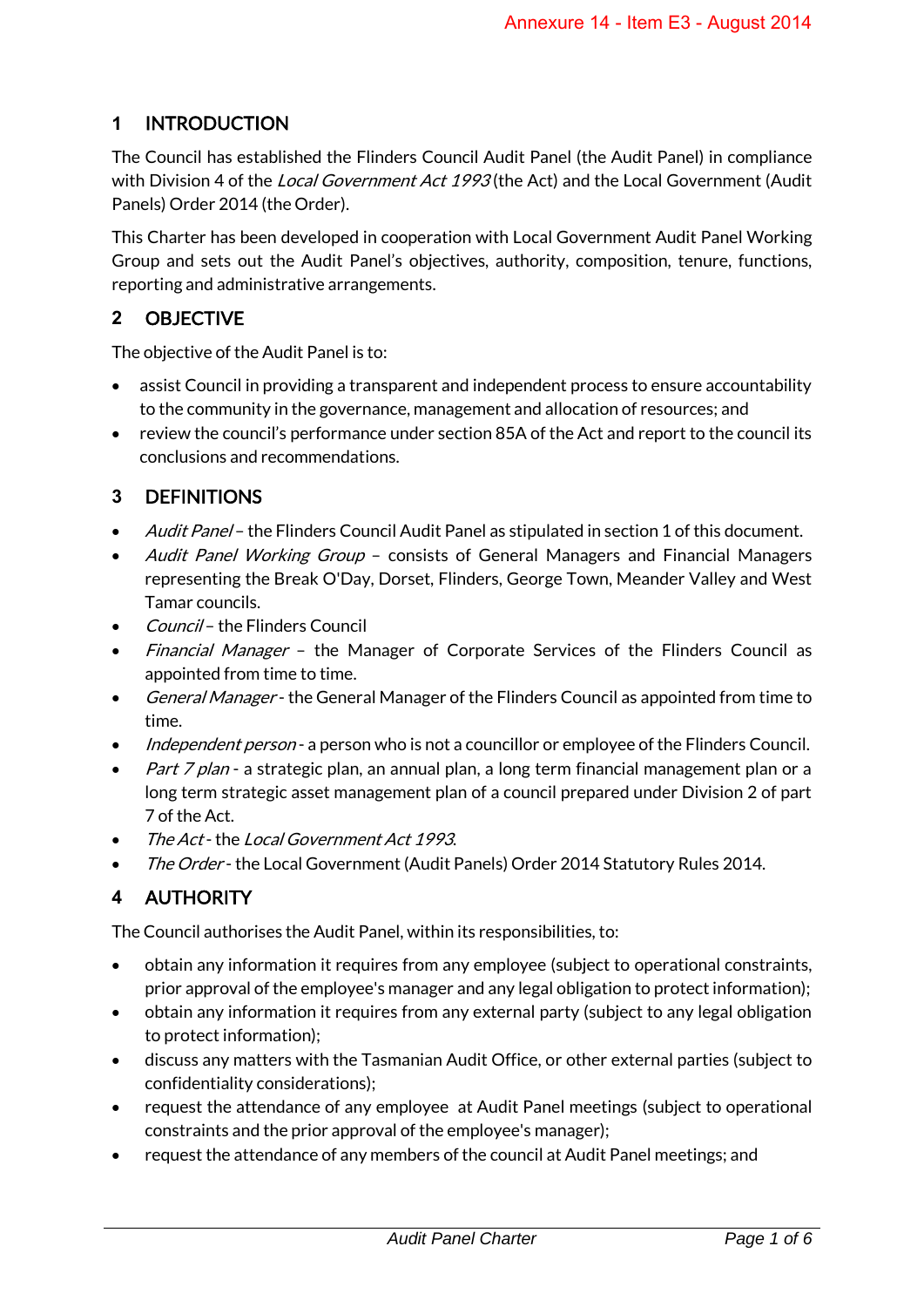## 1 INTRODUCTION

The Council has established the Flinders Council Audit Panel (the Audit Panel) in compliance with Division 4 of the *Local Government Act 1993* (the Act) and the Local Government (Audit Panels) Order 2014 (the Order).

This Charter has been developed in cooperation with Local Government Audit Panel Working Group and sets out the Audit Panel's objectives, authority, composition, tenure, functions, reporting and administrative arrangements.

## 2 OBJECTIVE

The objective of the Audit Panel is to:

- assist Council in providing a transparent and independent process to ensure accountability to the community in the governance, management and allocation of resources; and
- review the council's performance under section 85A of the Act and report to the council its conclusions and recommendations.

## 3 DEFINITIONS

- *Audit Panel* – the Flinders Council Audit Panel as stipulated in section 1 of this document.
- *Audit Panel Working Group* – consists of General Managers and Financial Managers representing the Break O'Day, Dorset, Flinders, George Town, Meander Valley and West Tamar councils.
- *Council* – the Flinders Council
- *Financial Manager* – the Manager of Corporate Services of the Flinders Council as appointed from time to time.
- *General Manager* - the General Manager of the Flinders Council as appointed from time to time.
- *Independent person* - a person who is not a councillor or employee of the Flinders Council.
- *Part 7 plan* - a strategic plan, an annual plan, a long term financial management plan or a long term strategic asset management plan of a council prepared under Division 2 of part 7 of the Act.
- *The Act* - the *Local Government Act 1993*.
- *The Order* - the Local Government (Audit Panels) Order 2014 Statutory Rules 2014.

## 4 AUTHORITY

The Council authorises the Audit Panel, within its responsibilities, to:

- obtain any information it requires from any employee (subject to operational constraints, prior approval of the employee's manager and any legal obligation to protect information);
- obtain any information it requires from any external party (subject to any legal obligation to protect information);
- discuss any matters with the Tasmanian Audit Office, or other external parties (subject to confidentiality considerations);
- request the attendance of any employee at Audit Panel meetings (subject to operational constraints and the prior approval of the employee's manager);
- request the attendance of any members of the council at Audit Panel meetings; and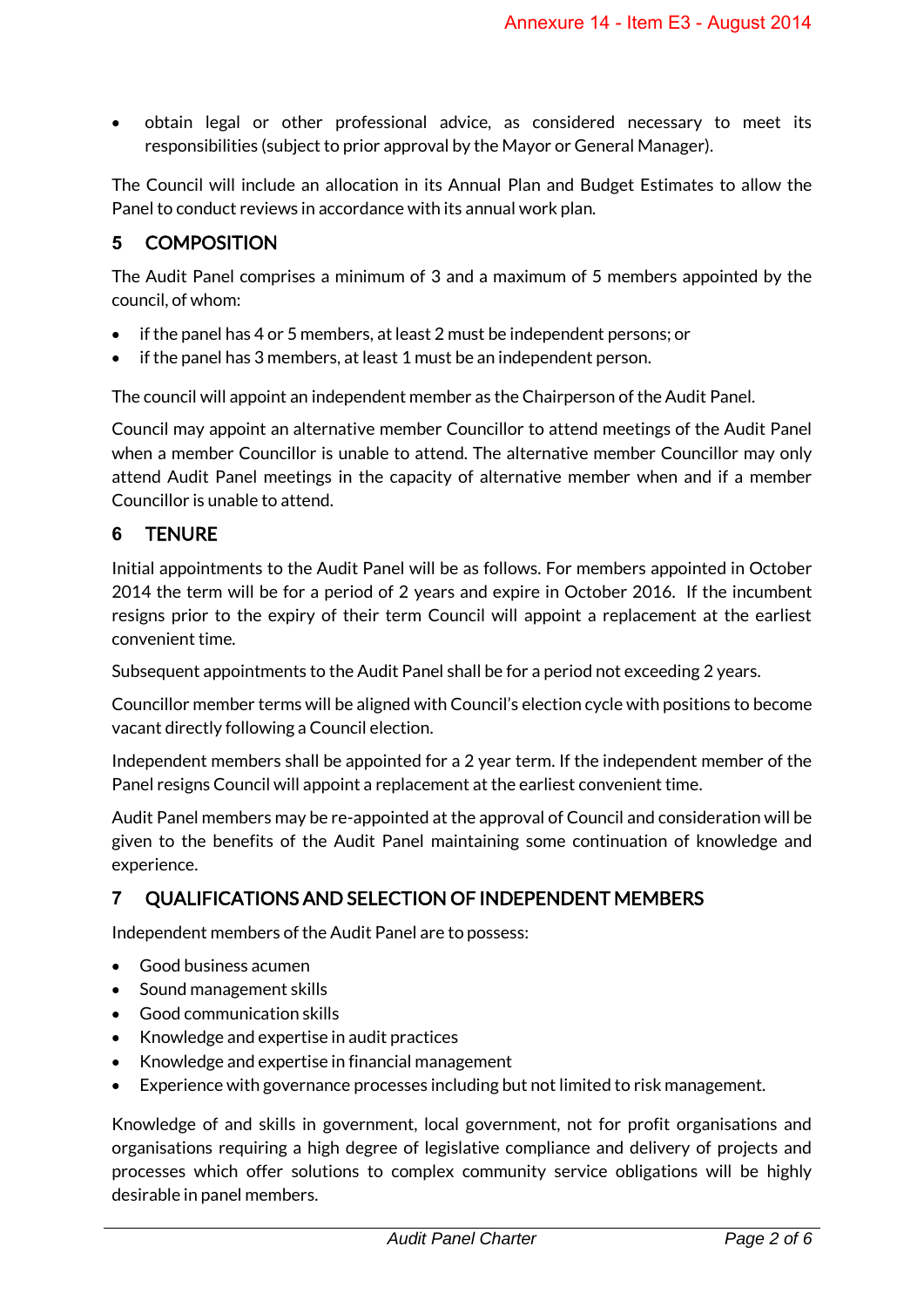- obtain legal or other professional advice, as considered necessary to meet its responsibilities (subject to prior approval by the Mayor or General Manager).

The Council will include an allocation in its Annual Plan and Budget Estimates to allow the Panel to conduct reviews in accordance with its annual work plan.

## 5 COMPOSITION

The Audit Panel comprises a minimum of 3 and a maximum of 5 members appointed by the council, of whom:

- if the panel has 4 or 5 members, at least 2 must be independent persons; or
- if the panel has 3 members, at least 1 must be an independent person.

The council will appoint an independent member as the Chairperson of the Audit Panel.

Council may appoint an alternative member Councillor to attend meetings of the Audit Panel when a member Councillor is unable to attend. The alternative member Councillor may only attend Audit Panel meetings in the capacity of alternative member when and if a member Councillor is unable to attend.

## 6 TENURE

Initial appointments to the Audit Panel will be as follows. For members appointed in October 2014 the term will be for a period of 2 years and expire in October 2016. If the incumbent resigns prior to the expiry of their term Council will appoint a replacement at the earliest convenient time.

Subsequent appointments to the Audit Panel shall be for a period not exceeding 2 years.

Councillor member terms will be aligned with Council's election cycle with positions to become vacant directly following a Council election.

Independent members shall be appointed for a 2 year term. If the independent member of the Panel resigns Council will appoint a replacement at the earliest convenient time.

Audit Panel members may be re-appointed at the approval of Council and consideration will be given to the benefits of the Audit Panel maintaining some continuation of knowledge and experience.

## 7 QUALIFICATIONS AND SELECTION OF INDEPENDENT MEMBERS

Independent members of the Audit Panel are to possess:

- Good business acumen
- Sound management skills
- Good communication skills
- Knowledge and expertise in audit practices
- Knowledge and expertise in financial management
- Experience with governance processes including but not limited to risk management.

Knowledge of and skills in government, local government, not for profit organisations and organisations requiring a high degree of legislative compliance and delivery of projects and processes which offer solutions to complex community service obligations will be highly desirable in panel members.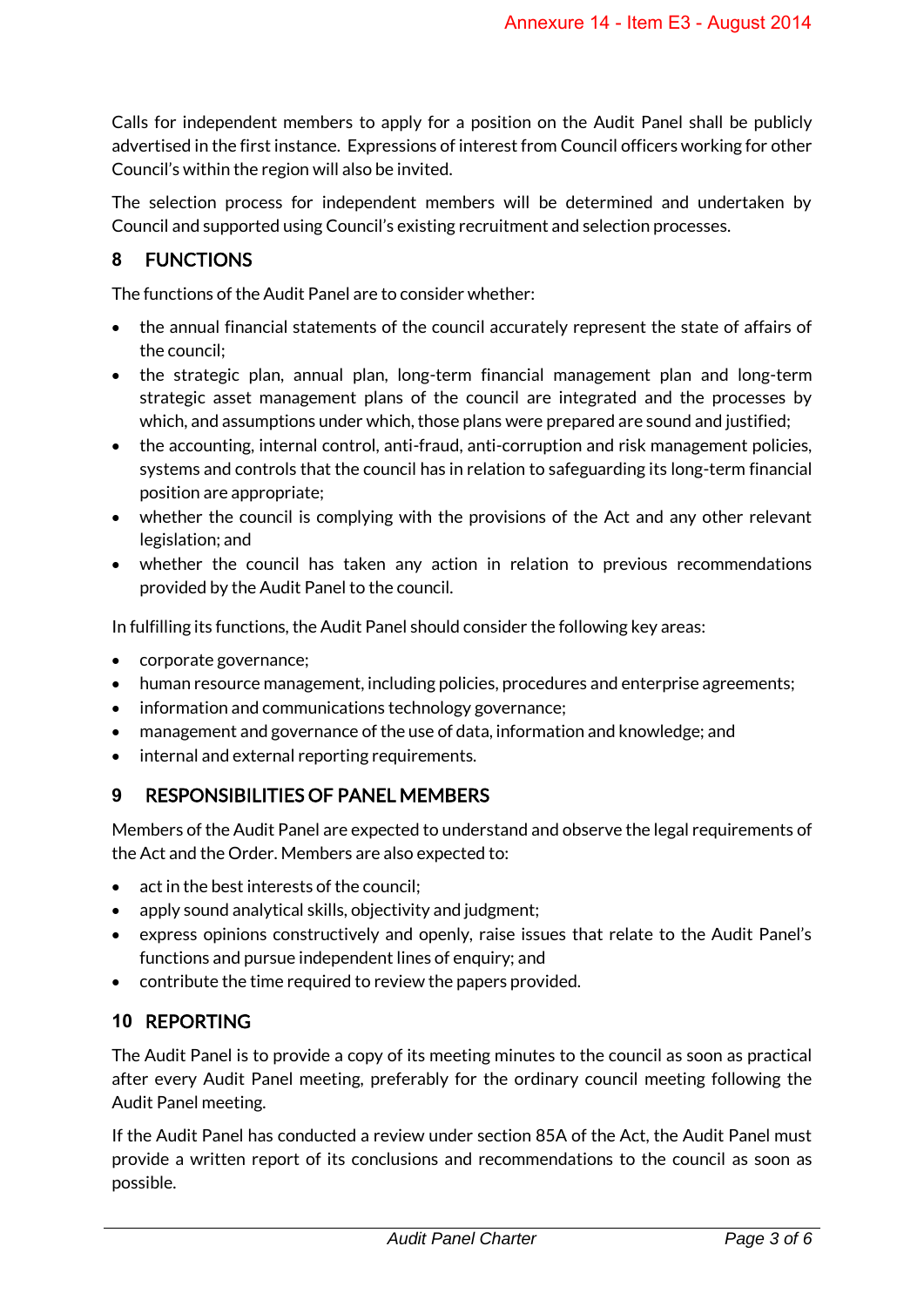Calls for independent members to apply for a position on the Audit Panel shall be publicly advertised in the first instance. Expressions of interest from Council officers working for other Council's within the region will also be invited.

The selection process for independent members will be determined and undertaken by Council and supported using Council's existing recruitment and selection processes.

## 8 FUNCTIONS

The functions of the Audit Panel are to consider whether:

- the annual financial statements of the council accurately represent the state of affairs of the council;
- the strategic plan, annual plan, long-term financial management plan and long-term strategic asset management plans of the council are integrated and the processes by which, and assumptions under which, those plans were prepared are sound and justified;
- the accounting, internal control, anti-fraud, anti-corruption and risk management policies, systems and controls that the council has in relation to safeguarding its long-term financial position are appropriate;
- whether the council is complying with the provisions of the Act and any other relevant legislation; and
- whether the council has taken any action in relation to previous recommendations provided by the Audit Panel to the council.

In fulfilling its functions, the Audit Panel should consider the following key areas:

- corporate governance;
- human resource management, including policies, procedures and enterprise agreements;
- information and communications technology governance;
- management and governance of the use of data, information and knowledge; and
- internal and external reporting requirements.

## 9 RESPONSIBILITIES OF PANEL MEMBERS

Members of the Audit Panel are expected to understand and observe the legal requirements of the Act and the Order. Members are also expected to:

- act in the best interests of the council;
- apply sound analytical skills, objectivity and judgment;
- express opinions constructively and openly, raise issues that relate to the Audit Panel's functions and pursue independent lines of enquiry; and
- contribute the time required to review the papers provided.

## 10 REPORTING

The Audit Panel is to provide a copy of its meeting minutes to the council as soon as practical after every Audit Panel meeting, preferably for the ordinary council meeting following the Audit Panel meeting.

If the Audit Panel has conducted a review under section 85A of the Act, the Audit Panel must provide a written report of its conclusions and recommendations to the council as soon as possible.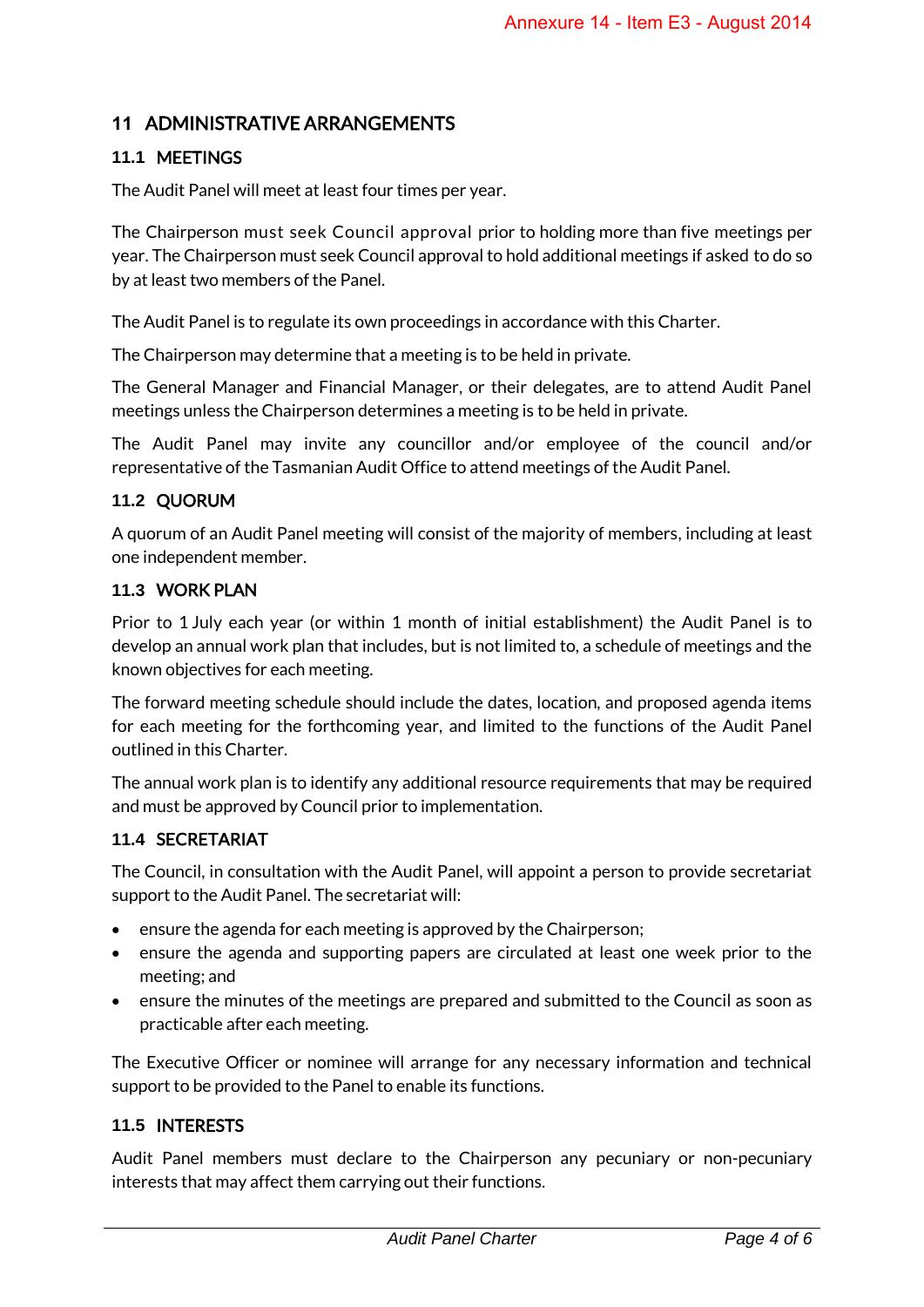## 11 ADMINISTRATIVE ARRANGEMENTS

### 11.1 MEETINGS

The Audit Panel will meet at least four times per year.

The Chairperson must seek Council approval prior to holding more than five meetings per year. The Chairperson must seek Council approval to hold additional meetings if asked to do so by at least two members of the Panel.

The Audit Panel is to regulate its own proceedings in accordance with this Charter.

The Chairperson may determine that a meeting is to be held in private.

The General Manager and Financial Manager, or their delegates, are to attend Audit Panel meetings unless the Chairperson determines a meeting is to be held in private.

The Audit Panel may invite any councillor and/or employee of the council and/or representative of the Tasmanian Audit Office to attend meetings of the Audit Panel.

### 11.2 QUORUM

A quorum of an Audit Panel meeting will consist of the majority of members, including at least one independent member.

### 11.3 WORK PLAN

Prior to 1 July each year (or within 1 month of initial establishment) the Audit Panel is to develop an annual work plan that includes, but is not limited to, a schedule of meetings and the known objectives for each meeting.

The forward meeting schedule should include the dates, location, and proposed agenda items for each meeting for the forthcoming year, and limited to the functions of the Audit Panel outlined in this Charter.

The annual work plan is to identify any additional resource requirements that may be required and must be approved by Council prior to implementation.

### 11.4 SECRETARIAT

The Council, in consultation with the Audit Panel, will appoint a person to provide secretariat support to the Audit Panel. The secretariat will:

- ensure the agenda for each meeting is approved by the Chairperson;
- ensure the agenda and supporting papers are circulated at least one week prior to the meeting; and
- ensure the minutes of the meetings are prepared and submitted to the Council as soon as practicable after each meeting.

The Executive Officer or nominee will arrange for any necessary information and technical support to be provided to the Panel to enable its functions.

### 11.5 INTERESTS

Audit Panel members must declare to the Chairperson any pecuniary or non-pecuniary interests that may affect them carrying out their functions.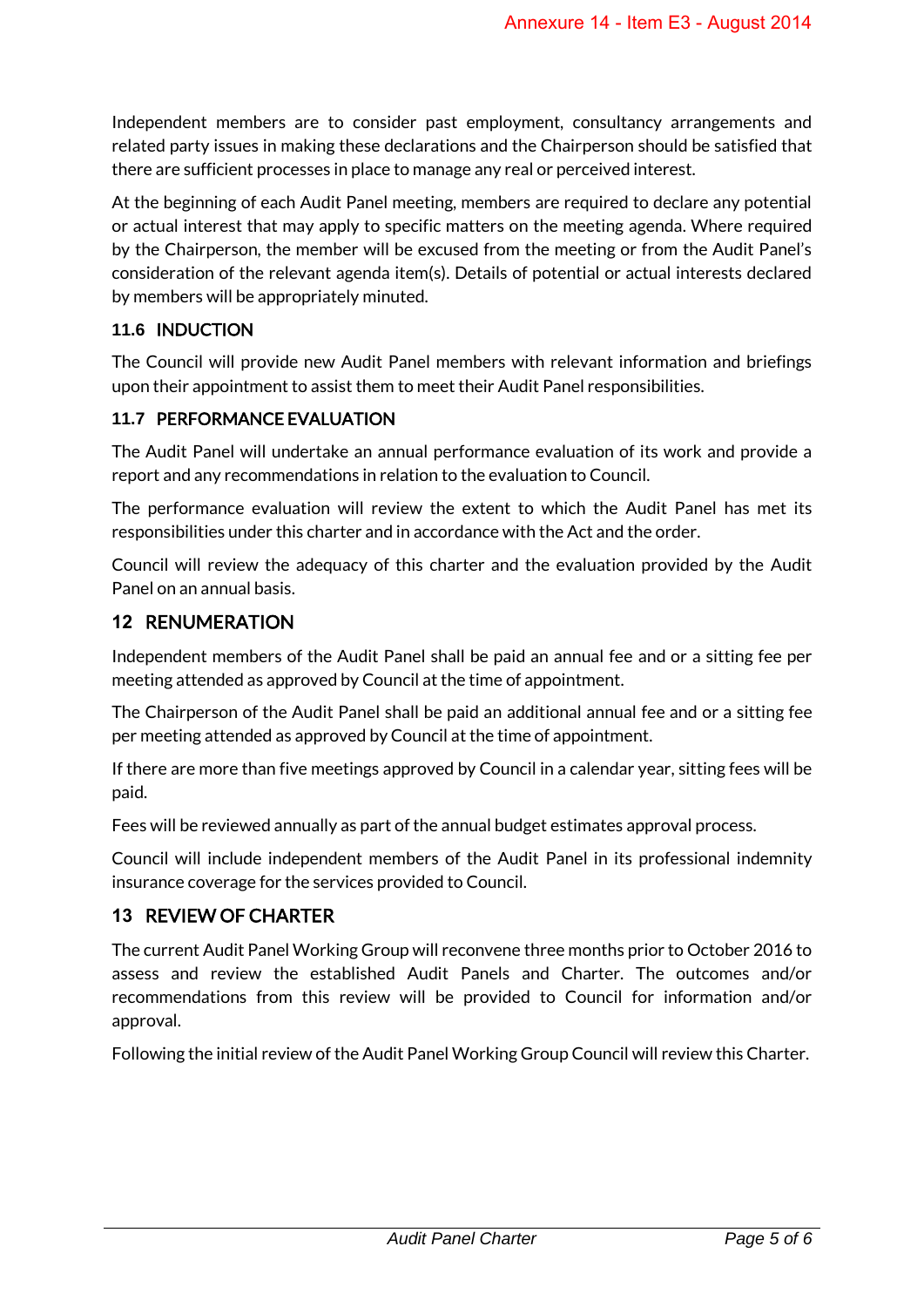Independent members are to consider past employment, consultancy arrangements and related party issues in making these declarations and the Chairperson should be satisfied that there are sufficient processes in place to manage any real or perceived interest.

At the beginning of each Audit Panel meeting, members are required to declare any potential or actual interest that may apply to specific matters on the meeting agenda. Where required by the Chairperson, the member will be excused from the meeting or from the Audit Panel's consideration of the relevant agenda item(s). Details of potential or actual interests declared by members will be appropriately minuted.

### 11.6 INDUCTION

The Council will provide new Audit Panel members with relevant information and briefings upon their appointment to assist them to meet their Audit Panel responsibilities.

### 11.7 PERFORMANCE EVALUATION

The Audit Panel will undertake an annual performance evaluation of its work and provide a report and any recommendations in relation to the evaluation to Council.

The performance evaluation will review the extent to which the Audit Panel has met its responsibilities under this charter and in accordance with the Act and the order.

Council will review the adequacy of this charter and the evaluation provided by the Audit Panel on an annual basis.

## 12 RENUMERATION

Independent members of the Audit Panel shall be paid an annual fee and or a sitting fee per meeting attended as approved by Council at the time of appointment.

The Chairperson of the Audit Panel shall be paid an additional annual fee and or a sitting fee per meeting attended as approved by Council at the time of appointment.

If there are more than five meetings approved by Council in a calendar year, sitting fees will be paid.

Fees will be reviewed annually as part of the annual budget estimates approval process.

Council will include independent members of the Audit Panel in its professional indemnity insurance coverage for the services provided to Council.

## 13 REVIEW OF CHARTER

The current Audit Panel Working Group will reconvene three months prior to October 2016 to assess and review the established Audit Panels and Charter. The outcomes and/or recommendations from this review will be provided to Council for information and/or approval.

Following the initial review of the Audit Panel Working Group Council will review this Charter.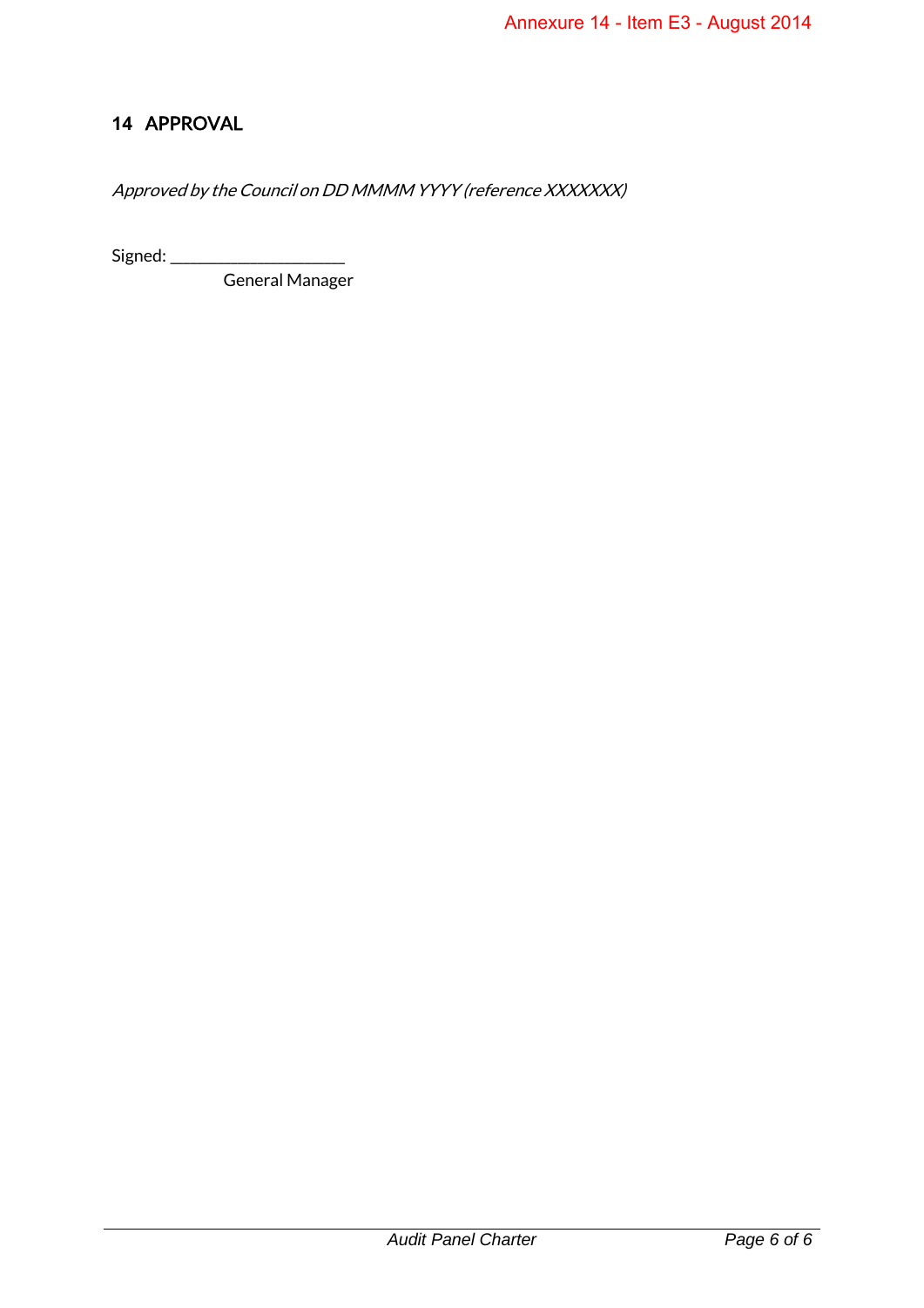## 14 APPROVAL

*Approved by the Council on DD MMMM YYYY (reference XXXXXXX)*

Signed: ____________________

General Manager